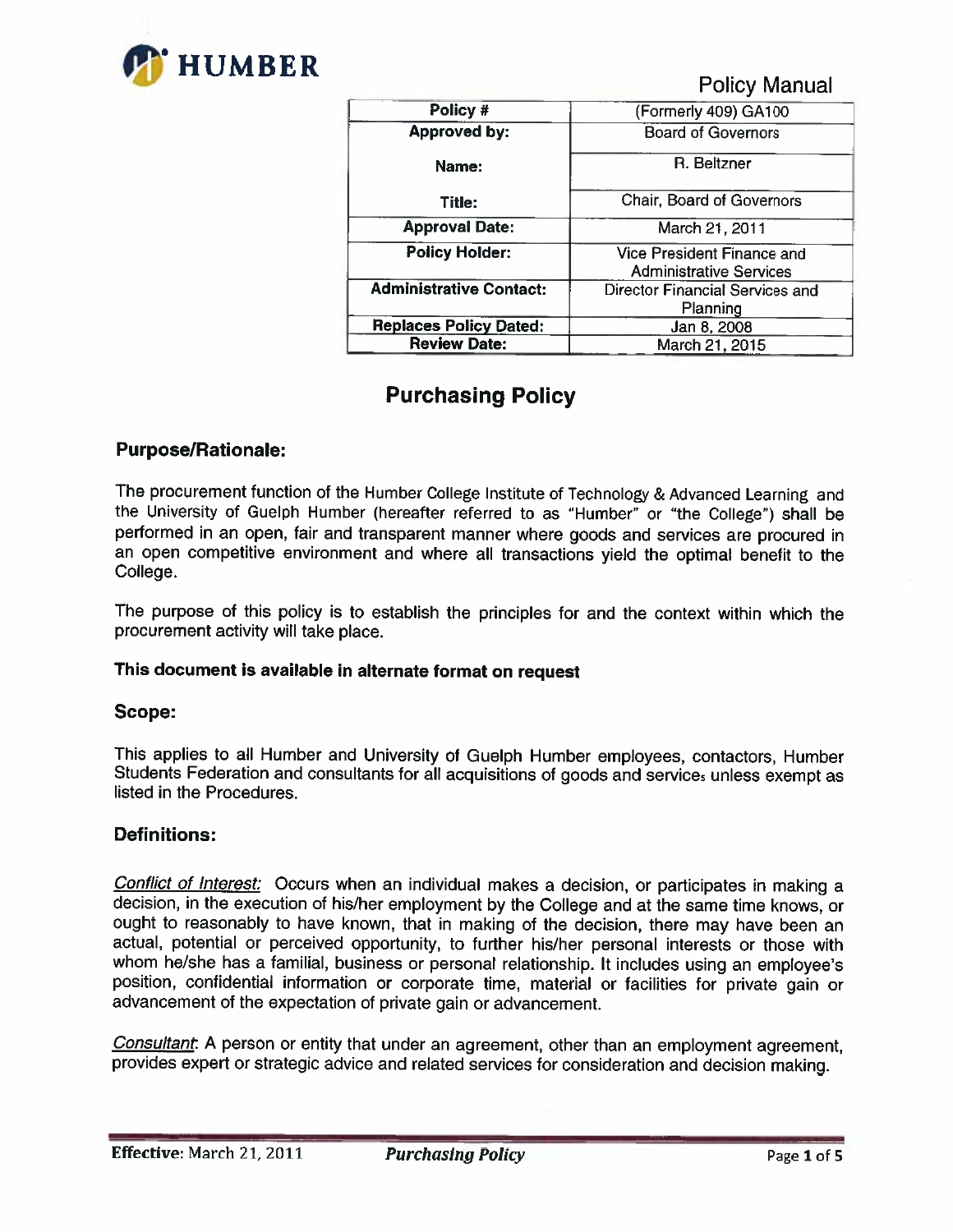HUMBER

Policy Manual

| Policy # | (Formerly 409) GA100 |
|---|---|
| Approved by: | Board of Governors |
| Name: | R. Beltzner |
| Title: | Chair, Board of Governors |
| Approval Date: | March 21, 2011 |
| Policy Holder: | Vice President Finance and Administrative Services |
| Administrative Contact: | Director Financial Services and Planning |
| Replaces Policy Dated: | Jan 8, 2008 |
| Review Date: | March 21, 2015 |

# Purchasing Policy

## Purpose/Rationale:

The procurement function of the Humber College Institute of Technology & Advanced Learning and the University of Guelph Humber (hereafter referred to as "Humber" or "the College") shall be performed in an open, fair and transparent manner where goods and services are procured in an open competitive environment and where all transactions yield the optimal benefit to the College.

The purpose of this policy is to establish the principles for and the context within which the procurement activity will take place.

**This document is available in alternate format on request**

## Scope:

This applies to all Humber and University of Guelph Humber employees, contactors, Humber Students Federation and consultants for all acquisitions of goods and services unless exempt as listed in the Procedures.

## Definitions:

*Conflict of Interest:* Occurs when an individual makes a decision, or participates in making a decision, in the execution of his/her employment by the College and at the same time knows, or ought to reasonably to have known, that in making of the decision, there may have been an actual, potential or perceived opportunity, to further his/her personal interests or those with whom he/she has a familial, business or personal relationship. It includes using an employee's position, confidential information or corporate time, material or facilities for private gain or advancement of the expectation of private gain or advancement.

*Consultant*: A person or entity that under an agreement, other than an employment agreement, provides expert or strategic advice and related services for consideration and decision making.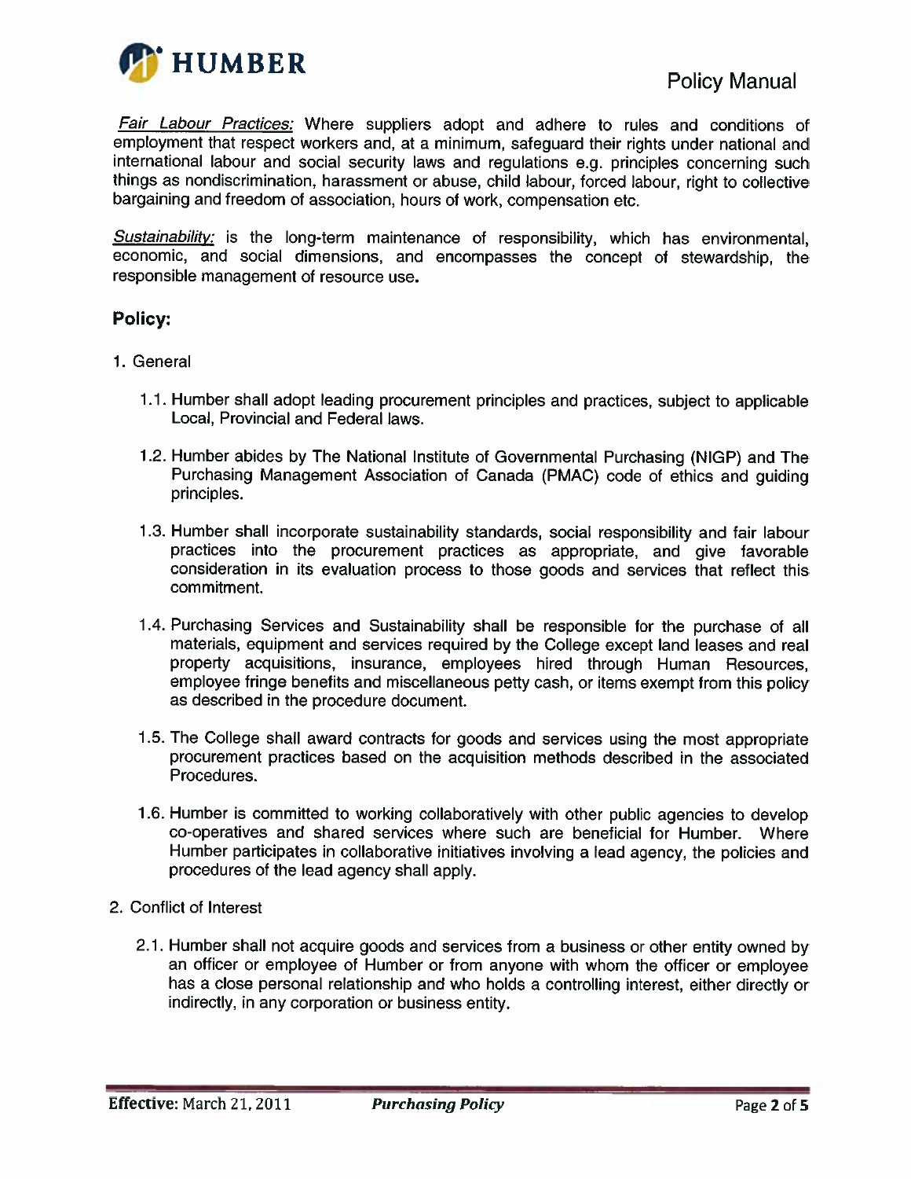*Fair Labour Practices:* Where suppliers adopt and adhere to rules and conditions of employment that respect workers and, at a minimum, safeguard their rights under national and international labour and social security laws and regulations e.g. principles concerning such things as nondiscrimination, harassment or abuse, child labour, forced labour, right to collective bargaining and freedom of association, hours of work, compensation etc.

*Sustainability:* is the long-term maintenance of responsibility, which has environmental, economic, and social dimensions, and encompasses the concept of stewardship, the responsible management of resource use.

## Policy:

1. General

   1.1. Humber shall adopt leading procurement principles and practices, subject to applicable Local, Provincial and Federal laws.

   1.2. Humber abides by The National Institute of Governmental Purchasing (NIGP) and The Purchasing Management Association of Canada (PMAC) code of ethics and guiding principles.

   1.3. Humber shall incorporate sustainability standards, social responsibility and fair labour practices into the procurement practices as appropriate, and give favorable consideration in its evaluation process to those goods and services that reflect this commitment.

   1.4. Purchasing Services and Sustainability shall be responsible for the purchase of all materials, equipment and services required by the College except land leases and real property acquisitions, insurance, employees hired through Human Resources, employee fringe benefits and miscellaneous petty cash, or items exempt from this policy as described in the procedure document.

   1.5. The College shall award contracts for goods and services using the most appropriate procurement practices based on the acquisition methods described in the associated Procedures.

   1.6. Humber is committed to working collaboratively with other public agencies to develop co-operatives and shared services where such are beneficial for Humber. Where Humber participates in collaborative initiatives involving a lead agency, the policies and procedures of the lead agency shall apply.

2. Conflict of Interest

   2.1. Humber shall not acquire goods and services from a business or other entity owned by an officer or employee of Humber or from anyone with whom the officer or employee has a close personal relationship and who holds a controlling interest, either directly or indirectly, in any corporation or business entity.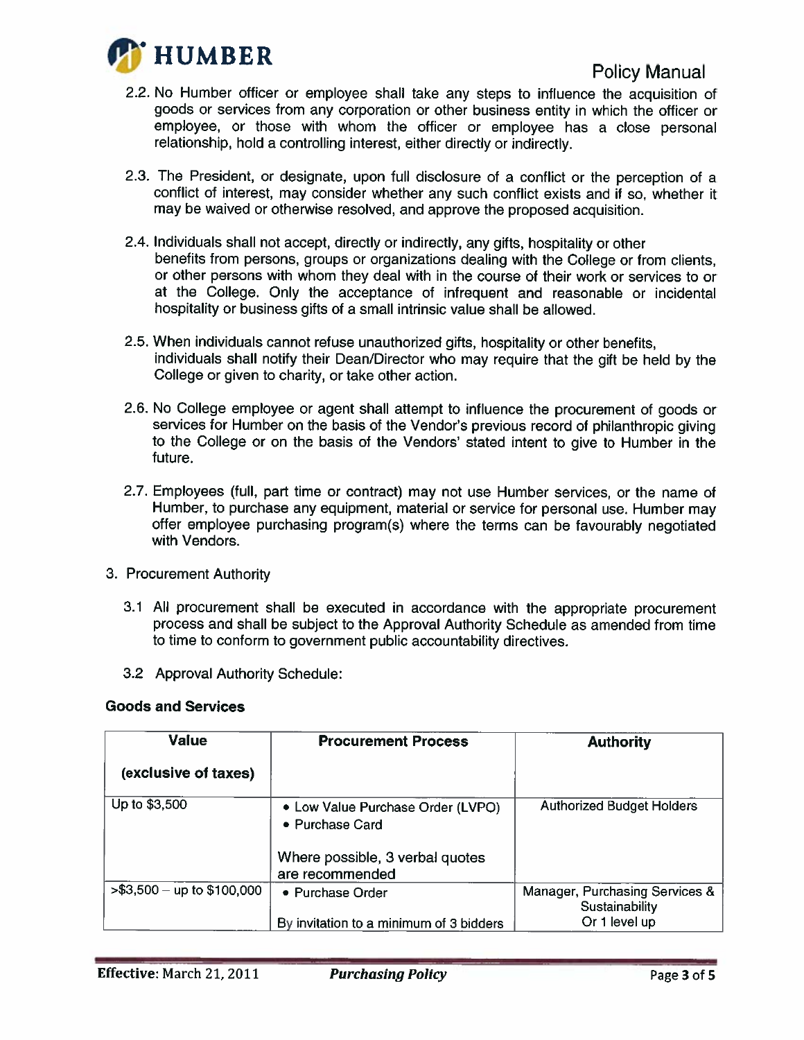2.2. No Humber officer or employee shall take any steps to influence the acquisition of goods or services from any corporation or other business entity in which the officer or employee, or those with whom the officer or employee has a close personal relationship, hold a controlling interest, either directly or indirectly.

2.3. The President, or designate, upon full disclosure of a conflict or the perception of a conflict of interest, may consider whether any such conflict exists and if so, whether it may be waived or otherwise resolved, and approve the proposed acquisition.

2.4. Individuals shall not accept, directly or indirectly, any gifts, hospitality or other benefits from persons, groups or organizations dealing with the College or from clients, or other persons with whom they deal with in the course of their work or services to or at the College. Only the acceptance of infrequent and reasonable or incidental hospitality or business gifts of a small intrinsic value shall be allowed.

2.5. When individuals cannot refuse unauthorized gifts, hospitality or other benefits, individuals shall notify their Dean/Director who may require that the gift be held by the College or given to charity, or take other action.

2.6. No College employee or agent shall attempt to influence the procurement of goods or services for Humber on the basis of the Vendor's previous record of philanthropic giving to the College or on the basis of the Vendors' stated intent to give to Humber in the future.

2.7. Employees (full, part time or contract) may not use Humber services, or the name of Humber, to purchase any equipment, material or service for personal use. Humber may offer employee purchasing program(s) where the terms can be favourably negotiated with Vendors.

3. Procurement Authority

   3.1 All procurement shall be executed in accordance with the appropriate procurement process and shall be subject to the Approval Authority Schedule as amended from time to time to conform to government public accountability directives.

   3.2 Approval Authority Schedule:

**Goods and Services**

| Value (exclusive of taxes) | Procurement Process | Authority |
|---|---|---|
| Up to $3,500 | • Low Value Purchase Order (LVPO)<br>• Purchase Card<br><br>Where possible, 3 verbal quotes are recommended | Authorized Budget Holders |
| >$3,500 – up to $100,000 | • Purchase Order<br><br>By invitation to a minimum of 3 bidders | Manager, Purchasing Services & Sustainability<br>Or 1 level up |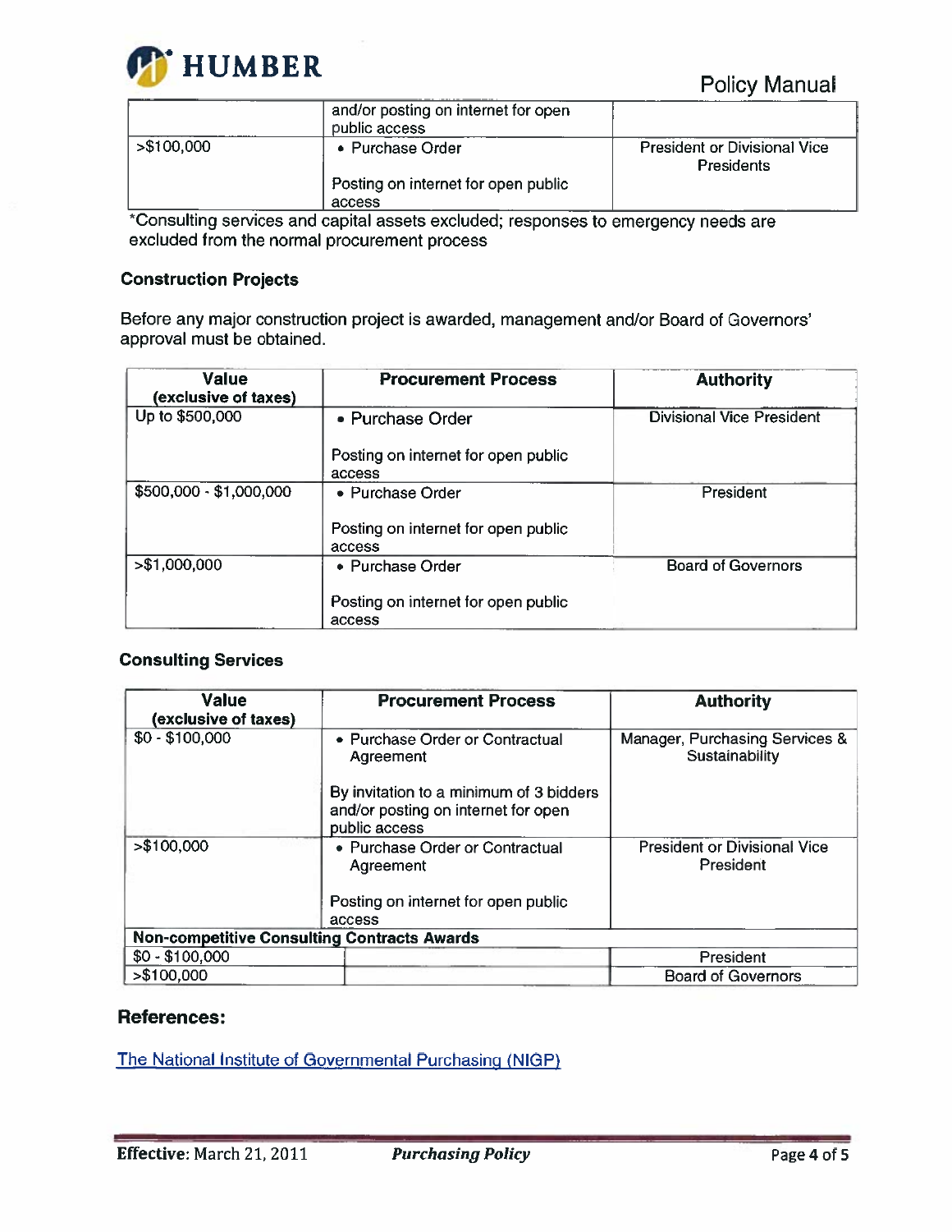| | and/or posting on internet for open public access | |
|---|---|---|
| >$100,000 | • Purchase Order<br><br>Posting on internet for open public access | President or Divisional Vice Presidents |

*Consulting services and capital assets excluded; responses to emergency needs are excluded from the normal procurement process

### Construction Projects

Before any major construction project is awarded, management and/or Board of Governors' approval must be obtained.

| Value (exclusive of taxes) | Procurement Process | Authority |
|---|---|---|
| Up to $500,000 | • Purchase Order<br><br>Posting on internet for open public access | Divisional Vice President |
| $500,000 - $1,000,000 | • Purchase Order<br><br>Posting on internet for open public access | President |
| >$1,000,000 | • Purchase Order<br><br>Posting on internet for open public access | Board of Governors |

### Consulting Services

| Value (exclusive of taxes) | Procurement Process | Authority |
|---|---|---|
| $0 - $100,000 | • Purchase Order or Contractual Agreement<br><br>By invitation to a minimum of 3 bidders and/or posting on internet for open public access | Manager, Purchasing Services & Sustainability |
| >$100,000 | • Purchase Order or Contractual Agreement<br><br>Posting on internet for open public access | President or Divisional Vice President |
| **Non-competitive Consulting Contracts Awards** | | |
| $0 - $100,000 | | President |
| >$100,000 | | Board of Governors |

## References:

[The National Institute of Governmental Purchasing (NIGP)]

**Effective:** March 21, 2011 ***Purchasing Policy***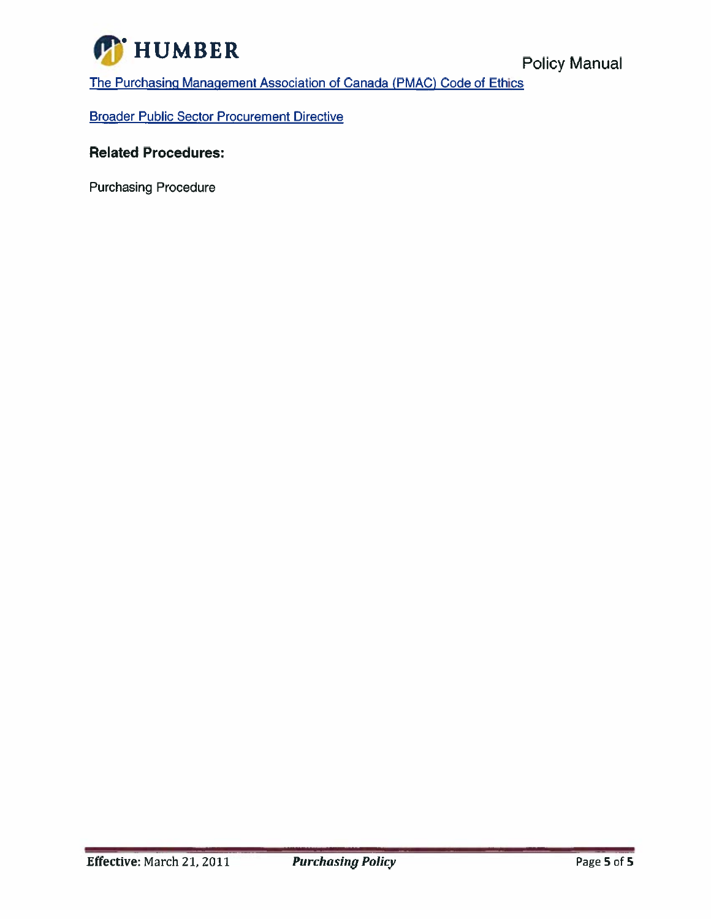[The Purchasing Management Association of Canada (PMAC) Code of Ethics]

[Broader Public Sector Procurement Directive]

**Related Procedures:**

Purchasing Procedure